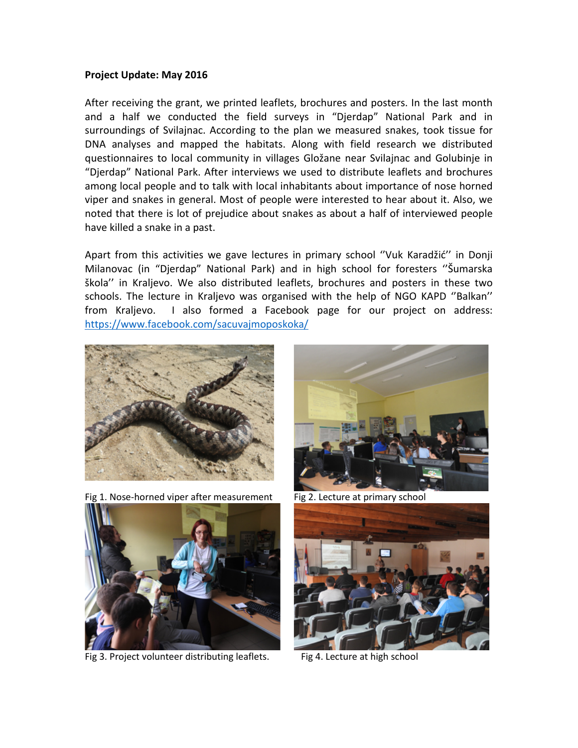**Project Update: May 2016**

After receiving the grant, we printed leaflets, brochures and posters. In the last month and a half we conducted the field surveys in "Djerdap" National Park and in surroundings of Svilajnac. According to the plan we measured snakes, took tissue for DNA analyses and mapped the habitats. Along with field research we distributed questionnaires to local community in villages Gložane near Svilajnac and Golubinje in "Djerdap" National Park. After interviews we used to distribute leaflets and brochures among local people and to talk with local inhabitants about importance of nose horned viper and snakes in general. Most of people were interested to hear about it. Also, we noted that there is lot of prejudice about snakes as about a half of interviewed people have killed a snake in a past.

Apart from this activities we gave lectures in primary school ''Vuk Karadžić'' in Donji Milanovac (in "Djerdap" National Park) and in high school for foresters ''Šumarska škola'' in Kraljevo. We also distributed leaflets, brochures and posters in these two schools. The lecture in Kraljevo was organised with the help of NGO KAPD ''Balkan'' from Kraljevo. I also formed a Facebook page for our project on address: https://www.facebook.com/sacuvajmoposkoka/

Fig 1. Nose-horned viper after measurement

Fig 2. Lecture at primary school

Fig 3. Project volunteer distributing leaflets.

Fig 4. Lecture at high school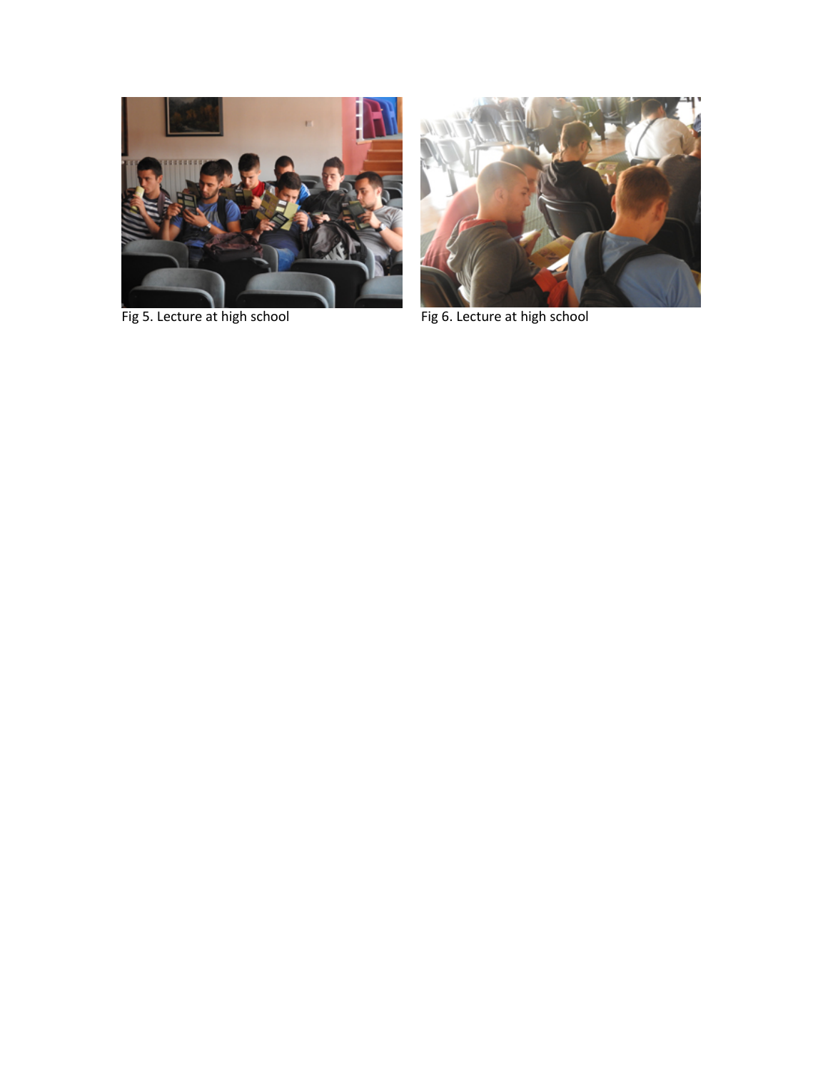Fig 5. Lecture at high school

Fig 6. Lecture at high school